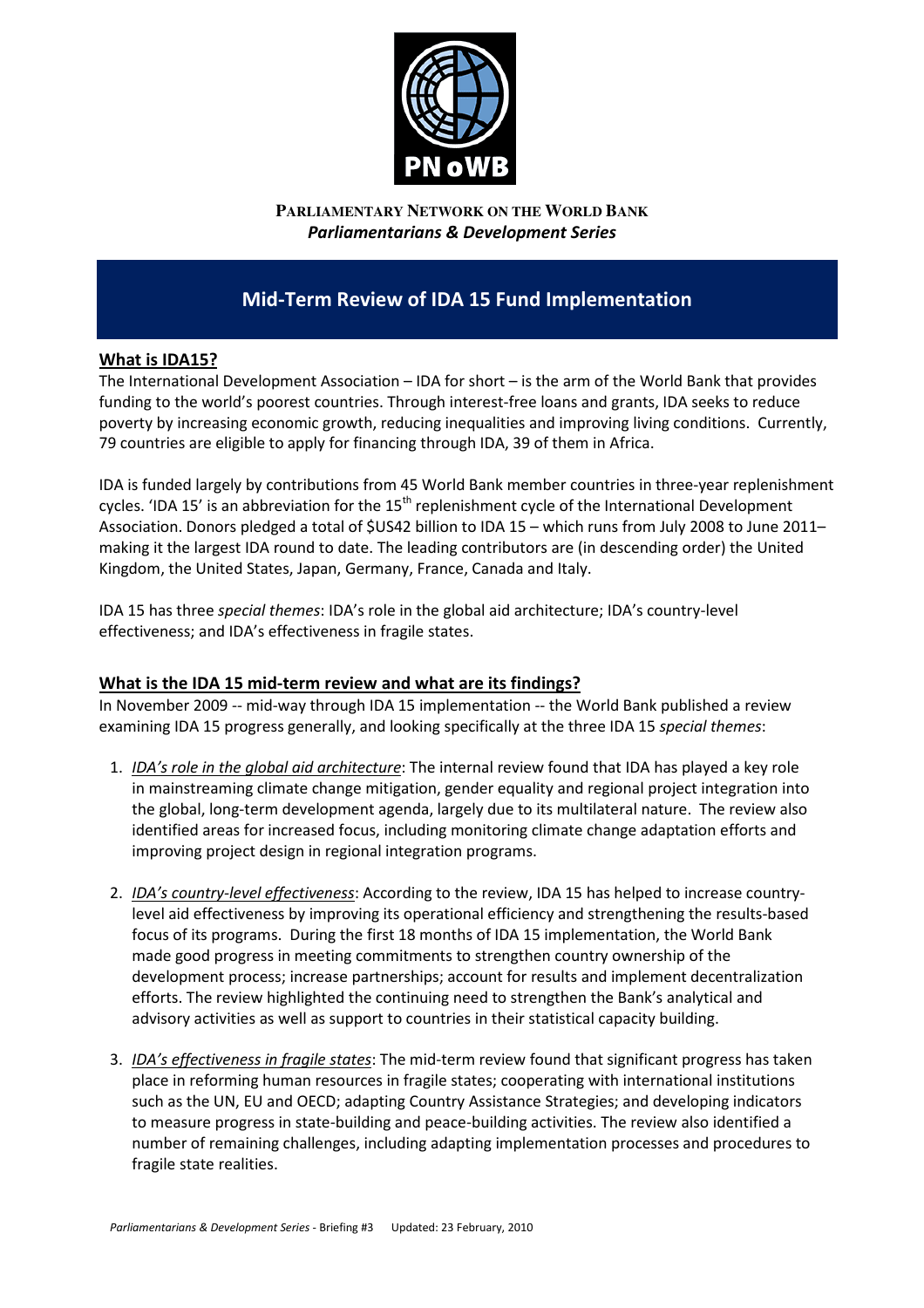**PARLIAMENTARY NETWORK ON THE WORLD BANK**

***Parliamentarians & Development Series***

# Mid-Term Review of IDA 15 Fund Implementation

## What is IDA15?

The International Development Association – IDA for short – is the arm of the World Bank that provides funding to the world's poorest countries. Through interest-free loans and grants, IDA seeks to reduce poverty by increasing economic growth, reducing inequalities and improving living conditions. Currently, 79 countries are eligible to apply for financing through IDA, 39 of them in Africa.

IDA is funded largely by contributions from 45 World Bank member countries in three-year replenishment cycles. 'IDA 15' is an abbreviation for the 15th replenishment cycle of the International Development Association. Donors pledged a total of $US42 billion to IDA 15 – which runs from July 2008 to June 2011– making it the largest IDA round to date. The leading contributors are (in descending order) the United Kingdom, the United States, Japan, Germany, France, Canada and Italy.

IDA 15 has three *special themes*: IDA's role in the global aid architecture; IDA's country-level effectiveness; and IDA's effectiveness in fragile states.

## What is the IDA 15 mid-term review and what are its findings?

In November 2009 -- mid-way through IDA 15 implementation -- the World Bank published a review examining IDA 15 progress generally, and looking specifically at the three IDA 15 *special themes*:

1. *IDA's role in the global aid architecture*: The internal review found that IDA has played a key role in mainstreaming climate change mitigation, gender equality and regional project integration into the global, long-term development agenda, largely due to its multilateral nature. The review also identified areas for increased focus, including monitoring climate change adaptation efforts and improving project design in regional integration programs.

2. *IDA's country-level effectiveness*: According to the review, IDA 15 has helped to increase country-level aid effectiveness by improving its operational efficiency and strengthening the results-based focus of its programs. During the first 18 months of IDA 15 implementation, the World Bank made good progress in meeting commitments to strengthen country ownership of the development process; increase partnerships; account for results and implement decentralization efforts. The review highlighted the continuing need to strengthen the Bank's analytical and advisory activities as well as support to countries in their statistical capacity building.

3. *IDA's effectiveness in fragile states*: The mid-term review found that significant progress has taken place in reforming human resources in fragile states; cooperating with international institutions such as the UN, EU and OECD; adapting Country Assistance Strategies; and developing indicators to measure progress in state-building and peace-building activities. The review also identified a number of remaining challenges, including adapting implementation processes and procedures to fragile state realities.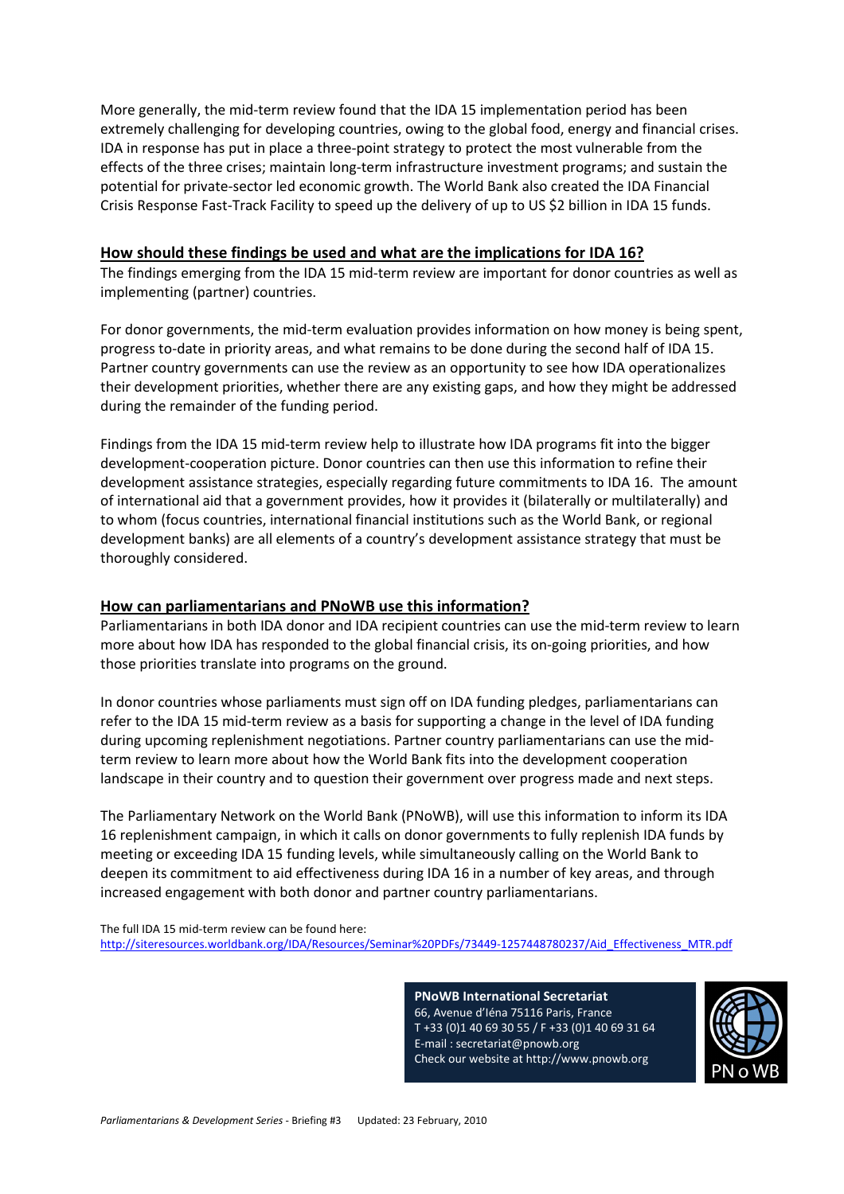More generally, the mid-term review found that the IDA 15 implementation period has been extremely challenging for developing countries, owing to the global food, energy and financial crises. IDA in response has put in place a three-point strategy to protect the most vulnerable from the effects of the three crises; maintain long-term infrastructure investment programs; and sustain the potential for private-sector led economic growth. The World Bank also created the IDA Financial Crisis Response Fast-Track Facility to speed up the delivery of up to US $2 billion in IDA 15 funds.

## How should these findings be used and what are the implications for IDA 16?

The findings emerging from the IDA 15 mid-term review are important for donor countries as well as implementing (partner) countries.

For donor governments, the mid-term evaluation provides information on how money is being spent, progress to-date in priority areas, and what remains to be done during the second half of IDA 15. Partner country governments can use the review as an opportunity to see how IDA operationalizes their development priorities, whether there are any existing gaps, and how they might be addressed during the remainder of the funding period.

Findings from the IDA 15 mid-term review help to illustrate how IDA programs fit into the bigger development-cooperation picture. Donor countries can then use this information to refine their development assistance strategies, especially regarding future commitments to IDA 16. The amount of international aid that a government provides, how it provides it (bilaterally or multilaterally) and to whom (focus countries, international financial institutions such as the World Bank, or regional development banks) are all elements of a country's development assistance strategy that must be thoroughly considered.

## How can parliamentarians and PNoWB use this information?

Parliamentarians in both IDA donor and IDA recipient countries can use the mid-term review to learn more about how IDA has responded to the global financial crisis, its on-going priorities, and how those priorities translate into programs on the ground.

In donor countries whose parliaments must sign off on IDA funding pledges, parliamentarians can refer to the IDA 15 mid-term review as a basis for supporting a change in the level of IDA funding during upcoming replenishment negotiations. Partner country parliamentarians can use the mid-term review to learn more about how the World Bank fits into the development cooperation landscape in their country and to question their government over progress made and next steps.

The Parliamentary Network on the World Bank (PNoWB), will use this information to inform its IDA 16 replenishment campaign, in which it calls on donor governments to fully replenish IDA funds by meeting or exceeding IDA 15 funding levels, while simultaneously calling on the World Bank to deepen its commitment to aid effectiveness during IDA 16 in a number of key areas, and through increased engagement with both donor and partner country parliamentarians.

The full IDA 15 mid-term review can be found here:
http://siteresources.worldbank.org/IDA/Resources/Seminar%20PDFs/73449-1257448780237/Aid_Effectiveness_MTR.pdf

**PNoWB International Secretariat**
66, Avenue d'Iéna 75116 Paris, France
T +33 (0)1 40 69 30 55 / F +33 (0)1 40 69 31 64
E-mail : secretariat@pnowb.org
Check our website at http://www.pnowb.org

PN o WB

*Parliamentarians & Development Series* - Briefing #3 Updated: 23 February, 2010